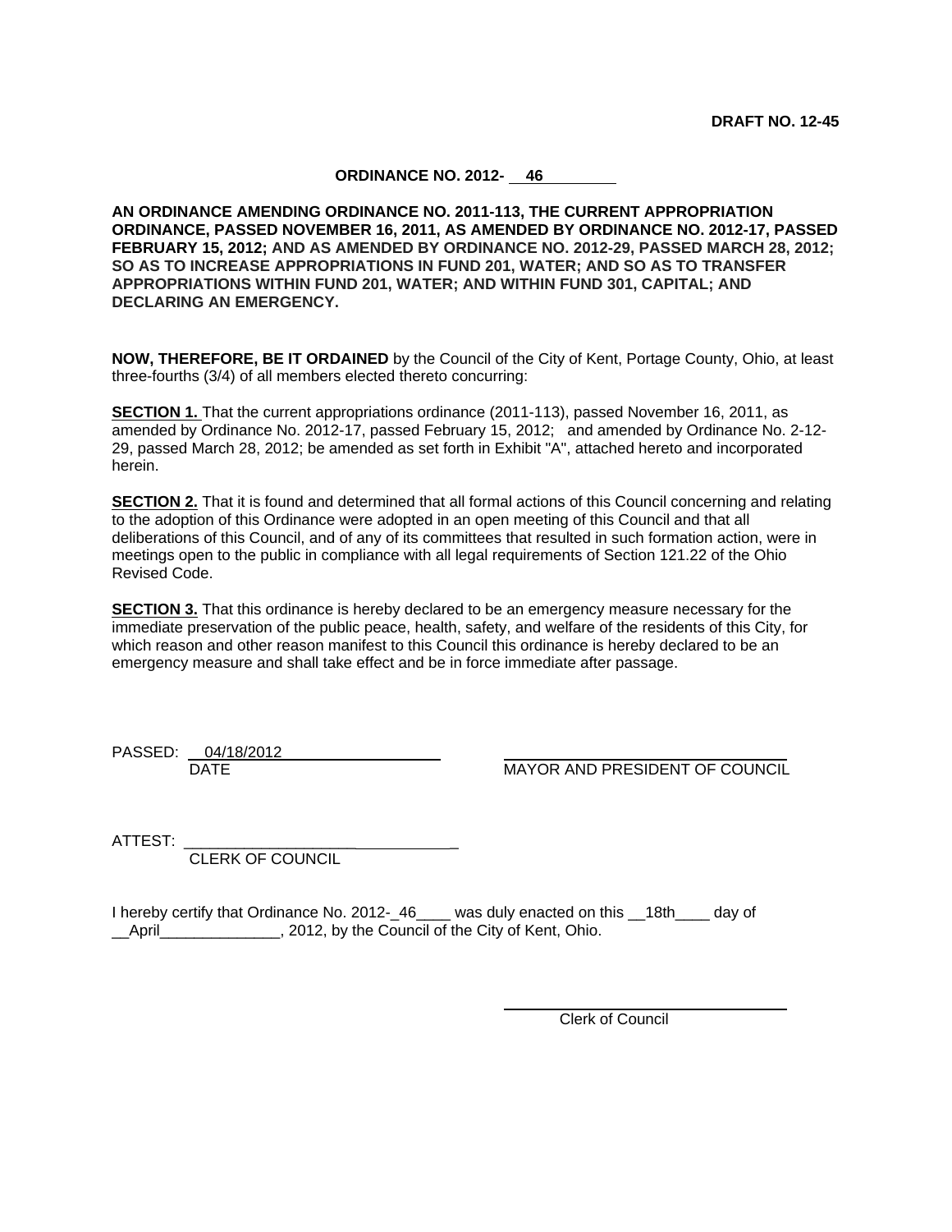**DRAFT NO. 12-45**

**ORDINANCE NO. 2012- 46**

**AN ORDINANCE AMENDING ORDINANCE NO. 2011-113, THE CURRENT APPROPRIATION ORDINANCE, PASSED NOVEMBER 16, 2011, AS AMENDED BY ORDINANCE NO. 2012-17, PASSED FEBRUARY 15, 2012; AND AS AMENDED BY ORDINANCE NO. 2012-29, PASSED MARCH 28, 2012; SO AS TO INCREASE APPROPRIATIONS IN FUND 201, WATER; AND SO AS TO TRANSFER APPROPRIATIONS WITHIN FUND 201, WATER; AND WITHIN FUND 301, CAPITAL; AND DECLARING AN EMERGENCY.**

**NOW, THEREFORE, BE IT ORDAINED** by the Council of the City of Kent, Portage County, Ohio, at least three-fourths (3/4) of all members elected thereto concurring:

**SECTION 1.** That the current appropriations ordinance (2011-113), passed November 16, 2011, as amended by Ordinance No. 2012-17, passed February 15, 2012; and amended by Ordinance No. 2-12-29, passed March 28, 2012; be amended as set forth in Exhibit "A", attached hereto and incorporated herein.

**SECTION 2.** That it is found and determined that all formal actions of this Council concerning and relating to the adoption of this Ordinance were adopted in an open meeting of this Council and that all deliberations of this Council, and of any of its committees that resulted in such formation action, were in meetings open to the public in compliance with all legal requirements of Section 121.22 of the Ohio Revised Code.

**SECTION 3.** That this ordinance is hereby declared to be an emergency measure necessary for the immediate preservation of the public peace, health, safety, and welfare of the residents of this City, for which reason and other reason manifest to this Council this ordinance is hereby declared to be an emergency measure and shall take effect and be in force immediate after passage.

PASSED: 04/18/2012
DATE

MAYOR AND PRESIDENT OF COUNCIL

ATTEST: ______________________________
CLERK OF COUNCIL

I hereby certify that Ordinance No. 2012-_46____ was duly enacted on this __18th____ day of __April______________, 2012, by the Council of the City of Kent, Ohio.

Clerk of Council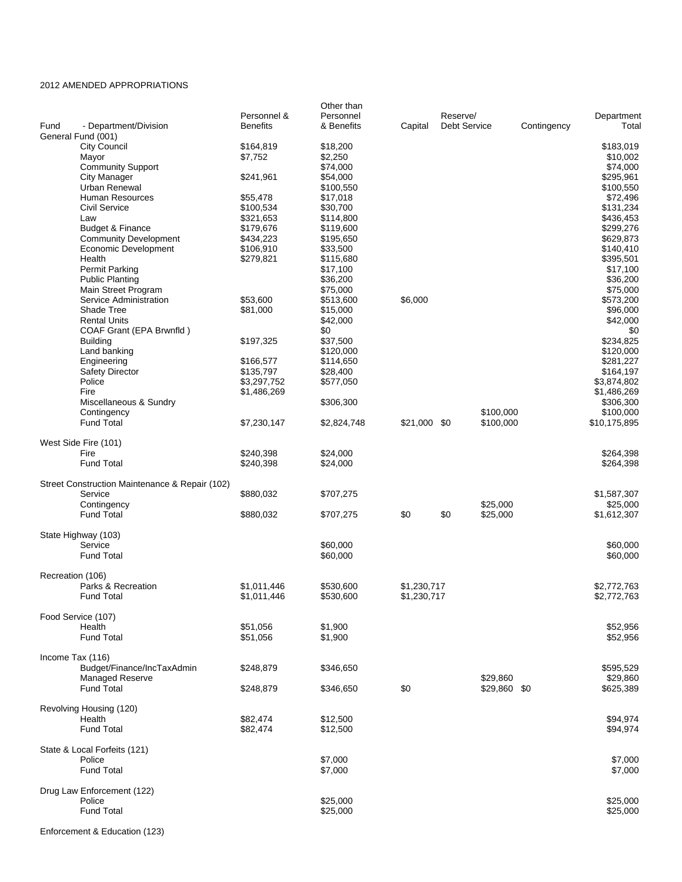2012 AMENDED APPROPRIATIONS

| Fund - Department/Division | Personnel & Benefits | Other than Personnel & Benefits | Capital | Reserve/ Debt Service | Contingency | Department Total |
|---|---|---|---|---|---|---|
| **General Fund (001)** | | | | | | |
| City Council | $164,819 | $18,200 | | | | $183,019 |
| Mayor | $7,752 | $2,250 | | | | $10,002 |
| Community Support | | $74,000 | | | | $74,000 |
| City Manager | $241,961 | $54,000 | | | | $295,961 |
| Urban Renewal | | $100,550 | | | | $100,550 |
| Human Resources | $55,478 | $17,018 | | | | $72,496 |
| Civil Service | $100,534 | $30,700 | | | | $131,234 |
| Law | $321,653 | $114,800 | | | | $436,453 |
| Budget & Finance | $179,676 | $119,600 | | | | $299,276 |
| Community Development | $434,223 | $195,650 | | | | $629,873 |
| Economic Development | $106,910 | $33,500 | | | | $140,410 |
| Health | $279,821 | $115,680 | | | | $395,501 |
| Permit Parking | | $17,100 | | | | $17,100 |
| Public Planting | | $36,200 | | | | $36,200 |
| Main Street Program | | $75,000 | | | | $75,000 |
| Service Administration | $53,600 | $513,600 | $6,000 | | | $573,200 |
| Shade Tree | $81,000 | $15,000 | | | | $96,000 |
| Rental Units | | $42,000 | | | | $42,000 |
| COAF Grant (EPA Brwnfld ) | | $0 | | | | $0 |
| Building | $197,325 | $37,500 | | | | $234,825 |
| Land banking | | $120,000 | | | | $120,000 |
| Engineering | $166,577 | $114,650 | | | | $281,227 |
| Safety Director | $135,797 | $28,400 | | | | $164,197 |
| Police | $3,297,752 | $577,050 | | | | $3,874,802 |
| Fire | $1,486,269 | | | | | $1,486,269 |
| Miscellaneous & Sundry | | $306,300 | | | | $306,300 |
| Contingency | | | | | $100,000 | $100,000 |
| Fund Total | $7,230,147 | $2,824,748 | $21,000 | $0 | $100,000 | $10,175,895 |
| **West Side Fire (101)** | | | | | | |
| Fire | $240,398 | $24,000 | | | | $264,398 |
| Fund Total | $240,398 | $24,000 | | | | $264,398 |
| **Street Construction Maintenance & Repair (102)** | | | | | | |
| Service | $880,032 | $707,275 | | | | $1,587,307 |
| Contingency | | | | | $25,000 | $25,000 |
| Fund Total | $880,032 | $707,275 | $0 | $0 | $25,000 | $1,612,307 |
| **State Highway (103)** | | | | | | |
| Service | | $60,000 | | | | $60,000 |
| Fund Total | | $60,000 | | | | $60,000 |
| **Recreation (106)** | | | | | | |
| Parks & Recreation | $1,011,446 | $530,600 | $1,230,717 | | | $2,772,763 |
| Fund Total | $1,011,446 | $530,600 | $1,230,717 | | | $2,772,763 |
| **Food Service (107)** | | | | | | |
| Health | $51,056 | $1,900 | | | | $52,956 |
| Fund Total | $51,056 | $1,900 | | | | $52,956 |
| **Income Tax (116)** | | | | | | |
| Budget/Finance/IncTaxAdmin | $248,879 | $346,650 | | | | $595,529 |
| Managed Reserve | | | | $29,860 | | $29,860 |
| Fund Total | $248,879 | $346,650 | $0 | $29,860 | $0 | $625,389 |
| **Revolving Housing (120)** | | | | | | |
| Health | $82,474 | $12,500 | | | | $94,974 |
| Fund Total | $82,474 | $12,500 | | | | $94,974 |
| **State & Local Forfeits (121)** | | | | | | |
| Police | | $7,000 | | | | $7,000 |
| Fund Total | | $7,000 | | | | $7,000 |
| **Drug Law Enforcement (122)** | | | | | | |
| Police | | $25,000 | | | | $25,000 |
| Fund Total | | $25,000 | | | | $25,000 |
| **Enforcement & Education (123)** | | | | | | |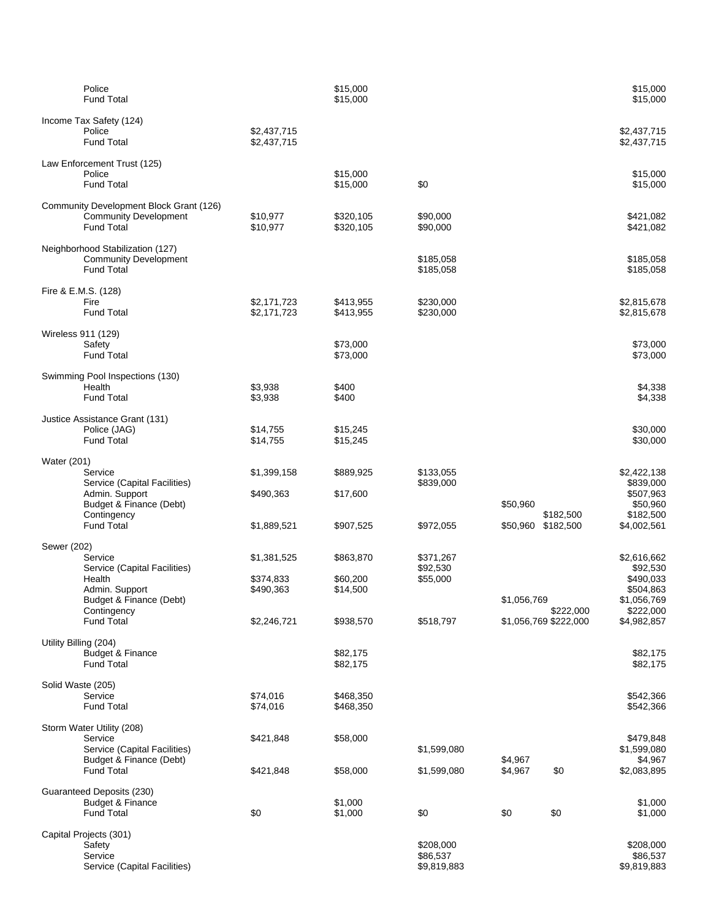| | | | | | | |
|---|---|---|---|---|---|---|
| Police | | $15,000 | | | | $15,000 |
| Fund Total | | $15,000 | | | | $15,000 |
| **Income Tax Safety (124)** | | | | | | |
| Police | $2,437,715 | | | | | $2,437,715 |
| Fund Total | $2,437,715 | | | | | $2,437,715 |
| **Law Enforcement Trust (125)** | | | | | | |
| Police | | $15,000 | | | | $15,000 |
| Fund Total | | $15,000 | $0 | | | $15,000 |
| **Community Development Block Grant (126)** | | | | | | |
| Community Development | $10,977 | $320,105 | $90,000 | | | $421,082 |
| Fund Total | $10,977 | $320,105 | $90,000 | | | $421,082 |
| **Neighborhood Stabilization (127)** | | | | | | |
| Community Development | | | $185,058 | | | $185,058 |
| Fund Total | | | $185,058 | | | $185,058 |
| **Fire & E.M.S. (128)** | | | | | | |
| Fire | $2,171,723 | $413,955 | $230,000 | | | $2,815,678 |
| Fund Total | $2,171,723 | $413,955 | $230,000 | | | $2,815,678 |
| **Wireless 911 (129)** | | | | | | |
| Safety | | $73,000 | | | | $73,000 |
| Fund Total | | $73,000 | | | | $73,000 |
| **Swimming Pool Inspections (130)** | | | | | | |
| Health | $3,938 | $400 | | | | $4,338 |
| Fund Total | $3,938 | $400 | | | | $4,338 |
| **Justice Assistance Grant (131)** | | | | | | |
| Police (JAG) | $14,755 | $15,245 | | | | $30,000 |
| Fund Total | $14,755 | $15,245 | | | | $30,000 |
| **Water (201)** | | | | | | |
| Service | $1,399,158 | $889,925 | $133,055 | | | $2,422,138 |
| Service (Capital Facilities) | | | $839,000 | | | $839,000 |
| Admin. Support | $490,363 | $17,600 | | | | $507,963 |
| Budget & Finance (Debt) | | | | $50,960 | | $50,960 |
| Contingency | | | | | $182,500 | $182,500 |
| Fund Total | $1,889,521 | $907,525 | $972,055 | $50,960 | $182,500 | $4,002,561 |
| **Sewer (202)** | | | | | | |
| Service | $1,381,525 | $863,870 | $371,267 | | | $2,616,662 |
| Service (Capital Facilities) | | | $92,530 | | | $92,530 |
| Health | $374,833 | $60,200 | $55,000 | | | $490,033 |
| Admin. Support | $490,363 | $14,500 | | | | $504,863 |
| Budget & Finance (Debt) | | | | $1,056,769 | | $1,056,769 |
| Contingency | | | | | $222,000 | $222,000 |
| Fund Total | $2,246,721 | $938,570 | $518,797 | $1,056,769 | $222,000 | $4,982,857 |
| **Utility Billing (204)** | | | | | | |
| Budget & Finance | | $82,175 | | | | $82,175 |
| Fund Total | | $82,175 | | | | $82,175 |
| **Solid Waste (205)** | | | | | | |
| Service | $74,016 | $468,350 | | | | $542,366 |
| Fund Total | $74,016 | $468,350 | | | | $542,366 |
| **Storm Water Utility (208)** | | | | | | |
| Service | $421,848 | $58,000 | | | | $479,848 |
| Service (Capital Facilities) | | | $1,599,080 | | | $1,599,080 |
| Budget & Finance (Debt) | | | | $4,967 | | $4,967 |
| Fund Total | $421,848 | $58,000 | $1,599,080 | $4,967 | $0 | $2,083,895 |
| **Guaranteed Deposits (230)** | | | | | | |
| Budget & Finance | | $1,000 | | | | $1,000 |
| Fund Total | $0 | $1,000 | $0 | $0 | $0 | $1,000 |
| **Capital Projects (301)** | | | | | | |
| Safety | | | $208,000 | | | $208,000 |
| Service | | | $86,537 | | | $86,537 |
| Service (Capital Facilities) | | | $9,819,883 | | | $9,819,883 |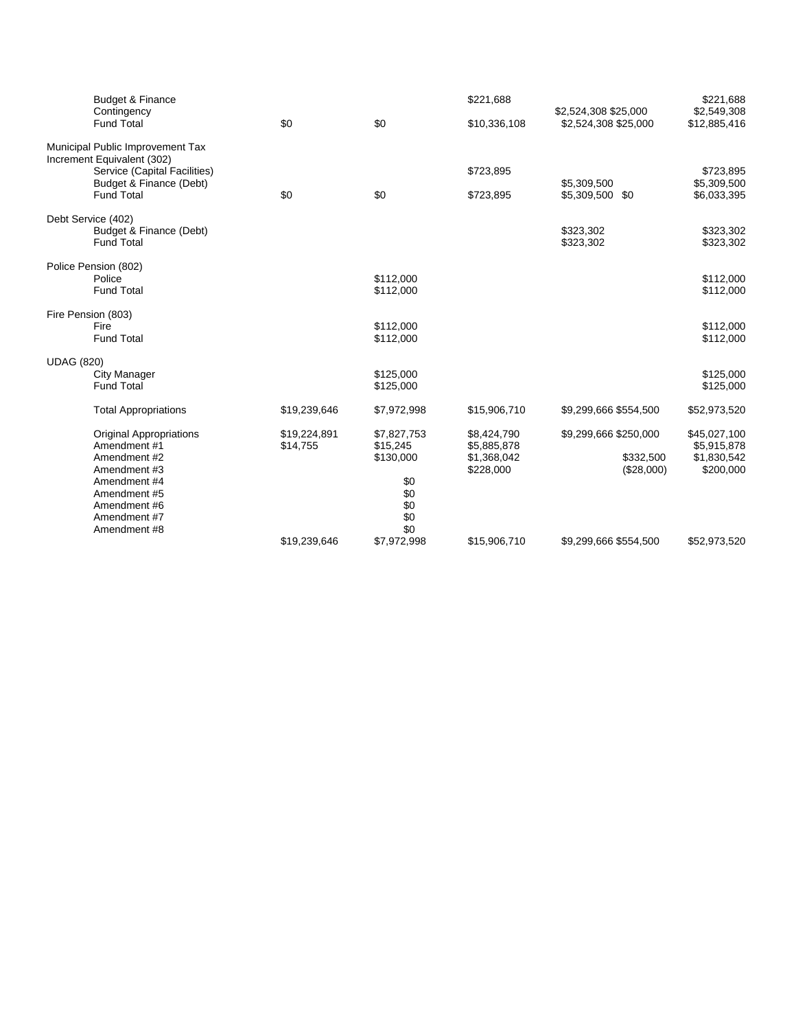| | | | | | | |
|---|---|---|---|---|---|---|
| Budget & Finance | | | $221,688 | | | $221,688 |
| Contingency | | | | $2,524,308 | $25,000 | $2,549,308 |
| Fund Total | $0 | $0 | $10,336,108 | $2,524,308 | $25,000 | $12,885,416 |
| | | | | | | |
| Municipal Public Improvement Tax Increment Equivalent (302) | | | | | | |
| Service (Capital Facilities) | | | $723,895 | | | $723,895 |
| Budget & Finance (Debt) | | | | $5,309,500 | | $5,309,500 |
| Fund Total | $0 | $0 | $723,895 | $5,309,500 | $0 | $6,033,395 |
| | | | | | | |
| Debt Service (402) | | | | | | |
| Budget & Finance (Debt) | | | | $323,302 | | $323,302 |
| Fund Total | | | | $323,302 | | $323,302 |
| | | | | | | |
| Police Pension (802) | | | | | | |
| Police | | $112,000 | | | | $112,000 |
| Fund Total | | $112,000 | | | | $112,000 |
| | | | | | | |
| Fire Pension (803) | | | | | | |
| Fire | | $112,000 | | | | $112,000 |
| Fund Total | | $112,000 | | | | $112,000 |
| | | | | | | |
| UDAG (820) | | | | | | |
| City Manager | | $125,000 | | | | $125,000 |
| Fund Total | | $125,000 | | | | $125,000 |
| | | | | | | |
| Total Appropriations | $19,239,646 | $7,972,998 | $15,906,710 | $9,299,666 | $554,500 | $52,973,520 |
| | | | | | | |
| Original Appropriations | $19,224,891 | $7,827,753 | $8,424,790 | $9,299,666 | $250,000 | $45,027,100 |
| Amendment #1 | $14,755 | $15,245 | $5,885,878 | | | $5,915,878 |
| Amendment #2 | | $130,000 | $1,368,042 | | $332,500 | $1,830,542 |
| Amendment #3 | | | $228,000 | | ($28,000) | $200,000 |
| Amendment #4 | | $0 | | | | |
| Amendment #5 | | $0 | | | | |
| Amendment #6 | | $0 | | | | |
| Amendment #7 | | $0 | | | | |
| Amendment #8 | | $0 | | | | |
| | $19,239,646 | $7,972,998 | $15,906,710 | $9,299,666 | $554,500 | $52,973,520 |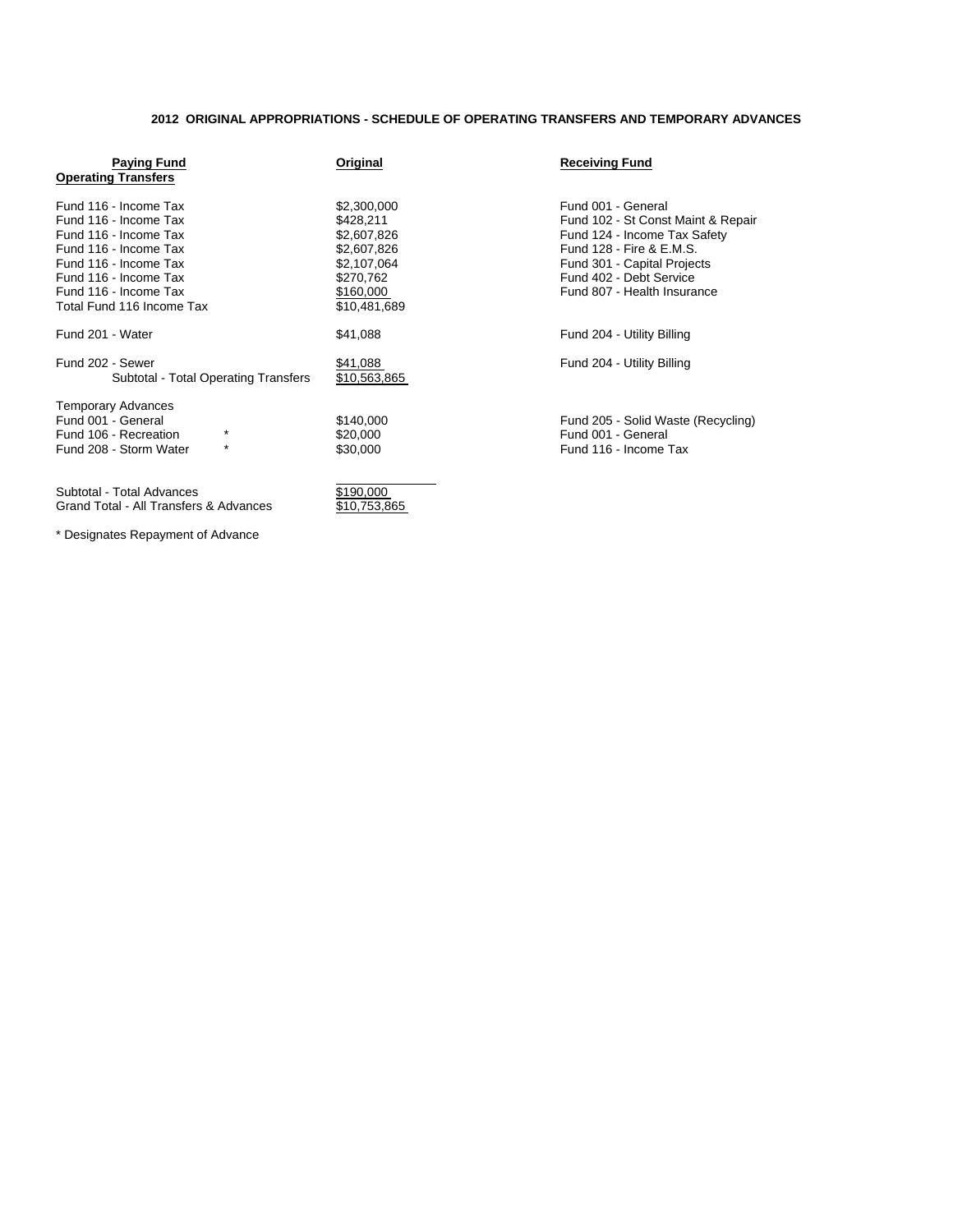**2012 ORIGINAL APPROPRIATIONS - SCHEDULE OF OPERATING TRANSFERS AND TEMPORARY ADVANCES**

| Paying Fund | Original | Receiving Fund |
|---|---|---|
| **Operating Transfers** | | |
| Fund 116 - Income Tax | \$2,300,000 | Fund 001 - General |
| Fund 116 - Income Tax | \$428,211 | Fund 102 - St Const Maint & Repair |
| Fund 116 - Income Tax | \$2,607,826 | Fund 124 - Income Tax Safety |
| Fund 116 - Income Tax | \$2,607,826 | Fund 128 - Fire & E.M.S. |
| Fund 116 - Income Tax | \$2,107,064 | Fund 301 - Capital Projects |
| Fund 116 - Income Tax | \$270,762 | Fund 402 - Debt Service |
| Fund 116 - Income Tax | \$160,000 | Fund 807 - Health Insurance |
| Total Fund 116 Income Tax | \$10,481,689 | |
| Fund 201 - Water | \$41,088 | Fund 204 - Utility Billing |
| Fund 202 - Sewer | \$41,088 | Fund 204 - Utility Billing |
| Subtotal - Total Operating Transfers | \$10,563,865 | |
| Temporary Advances | | |
| Fund 001 - General | \$140,000 | Fund 205 - Solid Waste (Recycling) |
| Fund 106 - Recreation * | \$20,000 | Fund 001 - General |
| Fund 208 - Storm Water * | \$30,000 | Fund 116 - Income Tax |
| Subtotal - Total Advances | \$190,000 | |
| Grand Total - All Transfers & Advances | \$10,753,865 | |

* Designates Repayment of Advance